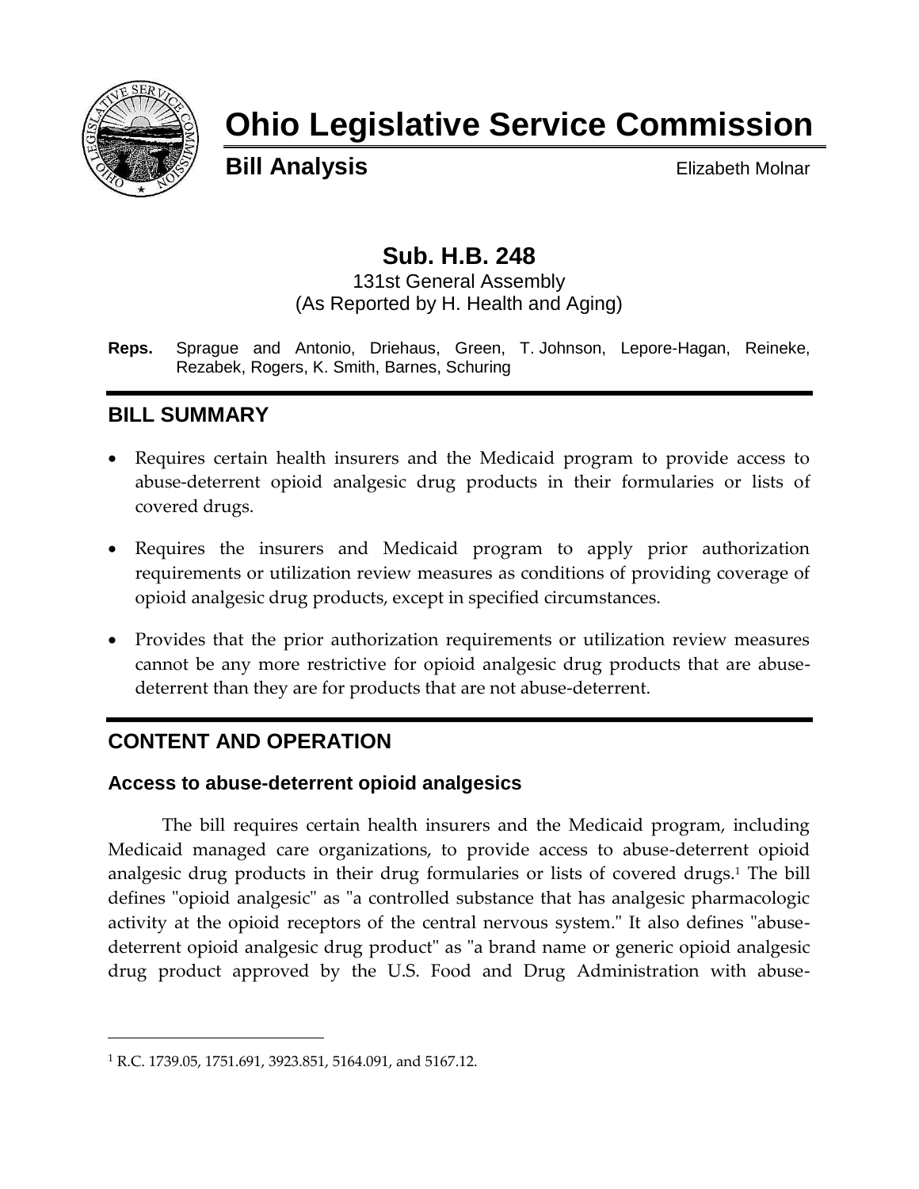# Ohio Legislative Service Commission

**Bill Analysis** Elizabeth Molnar

## Sub. H.B. 248

131st General Assembly
(As Reported by H. Health and Aging)

**Reps.** Sprague and Antonio, Driehaus, Green, T. Johnson, Lepore-Hagan, Reineke, Rezabek, Rogers, K. Smith, Barnes, Schuring

## BILL SUMMARY

- Requires certain health insurers and the Medicaid program to provide access to abuse-deterrent opioid analgesic drug products in their formularies or lists of covered drugs.
- Requires the insurers and Medicaid program to apply prior authorization requirements or utilization review measures as conditions of providing coverage of opioid analgesic drug products, except in specified circumstances.
- Provides that the prior authorization requirements or utilization review measures cannot be any more restrictive for opioid analgesic drug products that are abuse-deterrent than they are for products that are not abuse-deterrent.

## CONTENT AND OPERATION

### Access to abuse-deterrent opioid analgesics

The bill requires certain health insurers and the Medicaid program, including Medicaid managed care organizations, to provide access to abuse-deterrent opioid analgesic drug products in their drug formularies or lists of covered drugs.[1] The bill defines "opioid analgesic" as "a controlled substance that has analgesic pharmacologic activity at the opioid receptors of the central nervous system." It also defines "abuse-deterrent opioid analgesic drug product" as "a brand name or generic opioid analgesic drug product approved by the U.S. Food and Drug Administration with abuse-

[1] R.C. 1739.05, 1751.691, 3923.851, 5164.091, and 5167.12.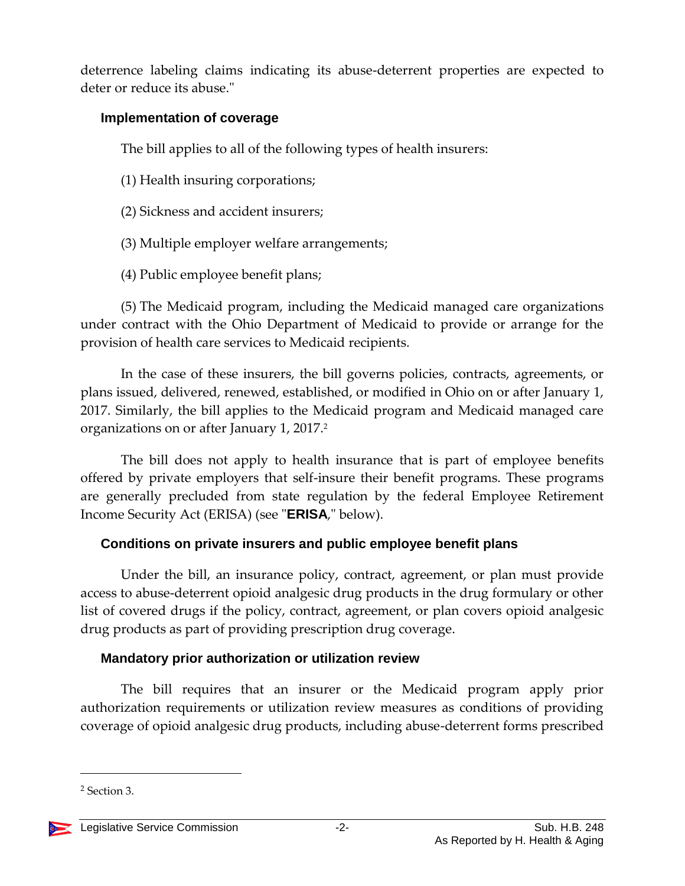deterrence labeling claims indicating its abuse-deterrent properties are expected to deter or reduce its abuse."

### Implementation of coverage

The bill applies to all of the following types of health insurers:

(1) Health insuring corporations;

(2) Sickness and accident insurers;

(3) Multiple employer welfare arrangements;

(4) Public employee benefit plans;

(5) The Medicaid program, including the Medicaid managed care organizations under contract with the Ohio Department of Medicaid to provide or arrange for the provision of health care services to Medicaid recipients.

In the case of these insurers, the bill governs policies, contracts, agreements, or plans issued, delivered, renewed, established, or modified in Ohio on or after January 1, 2017. Similarly, the bill applies to the Medicaid program and Medicaid managed care organizations on or after January 1, 2017.[2]

The bill does not apply to health insurance that is part of employee benefits offered by private employers that self-insure their benefit programs. These programs are generally precluded from state regulation by the federal Employee Retirement Income Security Act (ERISA) (see "**ERISA**," below).

### Conditions on private insurers and public employee benefit plans

Under the bill, an insurance policy, contract, agreement, or plan must provide access to abuse-deterrent opioid analgesic drug products in the drug formulary or other list of covered drugs if the policy, contract, agreement, or plan covers opioid analgesic drug products as part of providing prescription drug coverage.

### Mandatory prior authorization or utilization review

The bill requires that an insurer or the Medicaid program apply prior authorization requirements or utilization review measures as conditions of providing coverage of opioid analgesic drug products, including abuse-deterrent forms prescribed

---

[2] Section 3.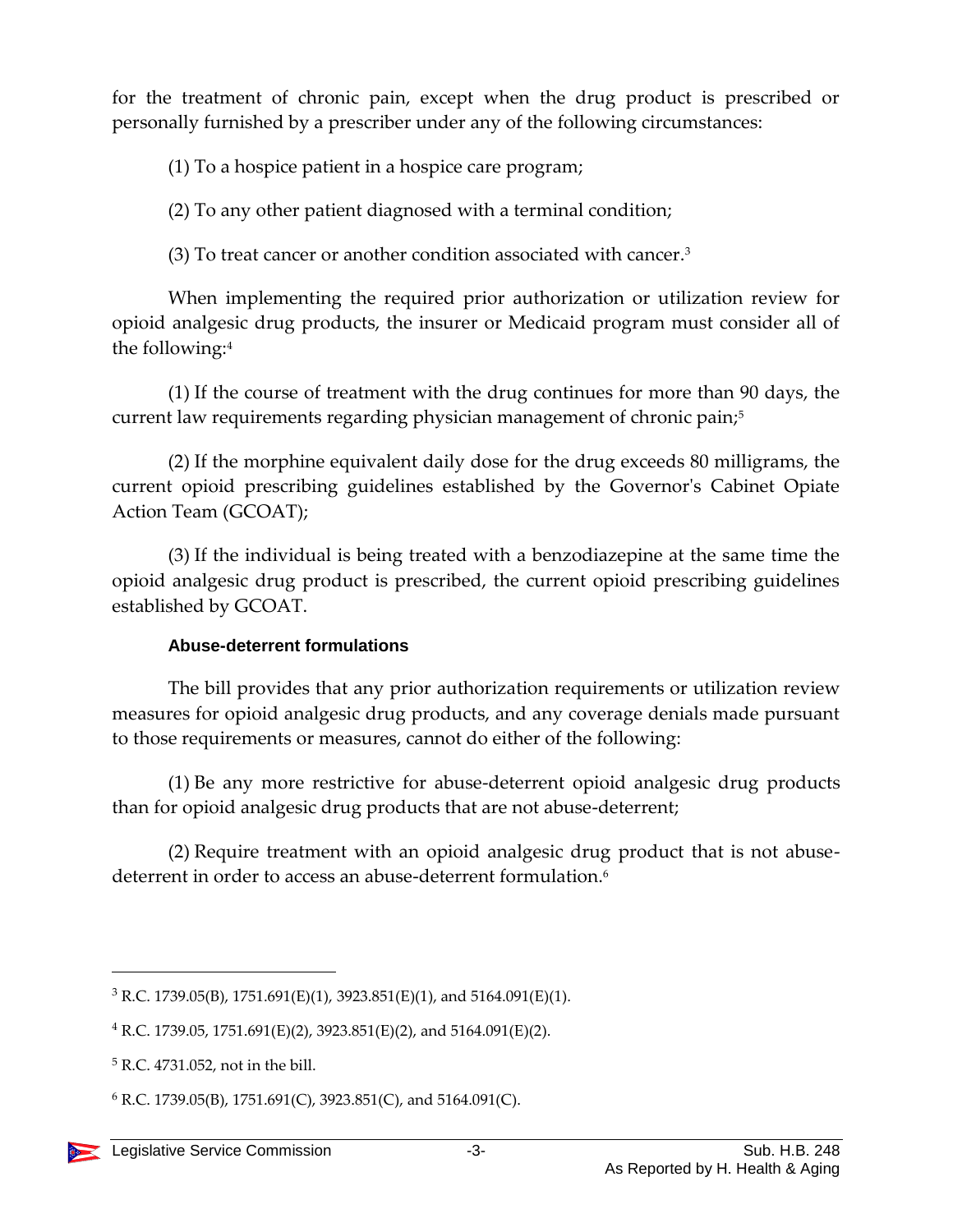for the treatment of chronic pain, except when the drug product is prescribed or personally furnished by a prescriber under any of the following circumstances:

(1) To a hospice patient in a hospice care program;

(2) To any other patient diagnosed with a terminal condition;

(3) To treat cancer or another condition associated with cancer.[3]

When implementing the required prior authorization or utilization review for opioid analgesic drug products, the insurer or Medicaid program must consider all of the following:[4]

(1) If the course of treatment with the drug continues for more than 90 days, the current law requirements regarding physician management of chronic pain;[5]

(2) If the morphine equivalent daily dose for the drug exceeds 80 milligrams, the current opioid prescribing guidelines established by the Governor's Cabinet Opiate Action Team (GCOAT);

(3) If the individual is being treated with a benzodiazepine at the same time the opioid analgesic drug product is prescribed, the current opioid prescribing guidelines established by GCOAT.

#### Abuse-deterrent formulations

The bill provides that any prior authorization requirements or utilization review measures for opioid analgesic drug products, and any coverage denials made pursuant to those requirements or measures, cannot do either of the following:

(1) Be any more restrictive for abuse-deterrent opioid analgesic drug products than for opioid analgesic drug products that are not abuse-deterrent;

(2) Require treatment with an opioid analgesic drug product that is not abuse-deterrent in order to access an abuse-deterrent formulation.[6]

---

[3] R.C. 1739.05(B), 1751.691(E)(1), 3923.851(E)(1), and 5164.091(E)(1).

[4] R.C. 1739.05, 1751.691(E)(2), 3923.851(E)(2), and 5164.091(E)(2).

[5] R.C. 4731.052, not in the bill.

[6] R.C. 1739.05(B), 1751.691(C), 3923.851(C), and 5164.091(C).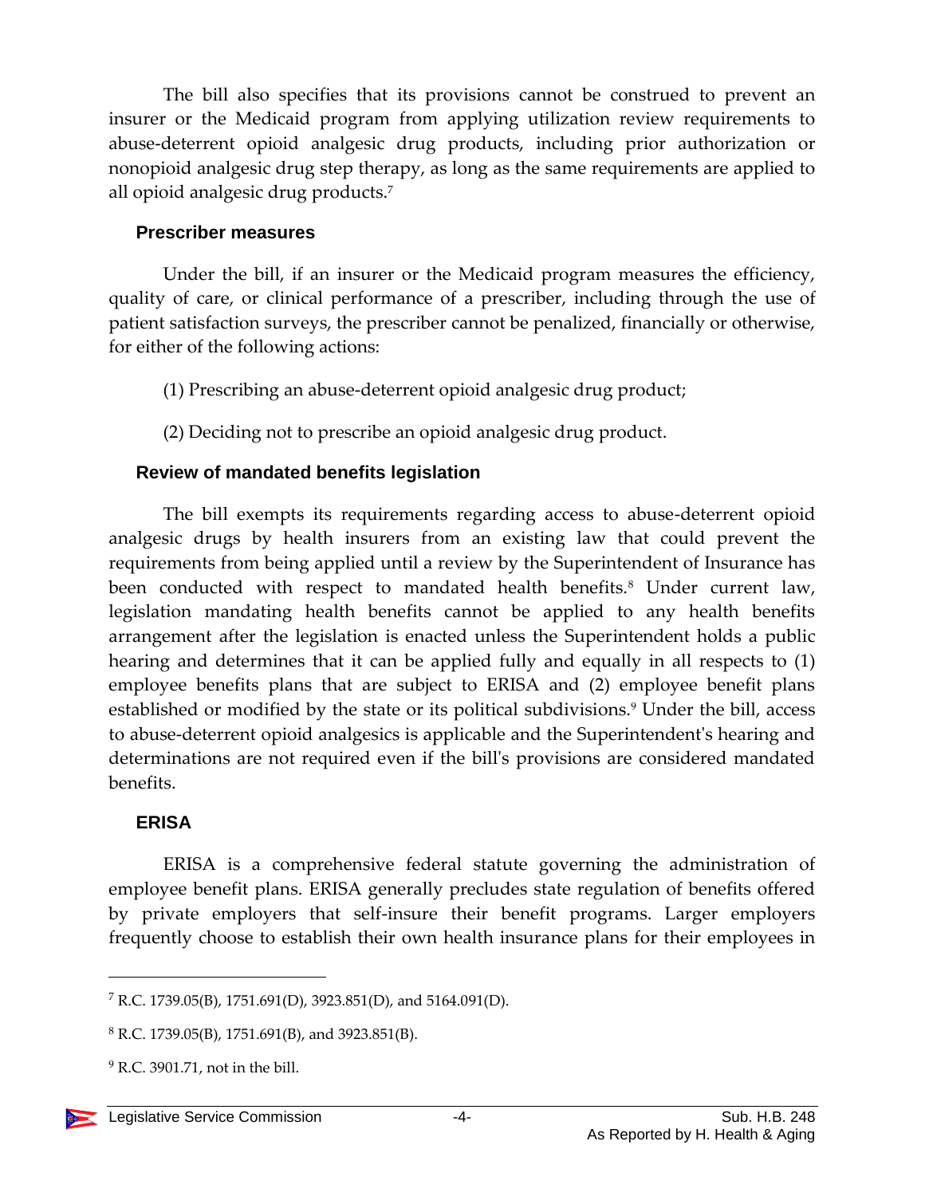The bill also specifies that its provisions cannot be construed to prevent an insurer or the Medicaid program from applying utilization review requirements to abuse-deterrent opioid analgesic drug products, including prior authorization or nonopioid analgesic drug step therapy, as long as the same requirements are applied to all opioid analgesic drug products.[7]

### Prescriber measures

Under the bill, if an insurer or the Medicaid program measures the efficiency, quality of care, or clinical performance of a prescriber, including through the use of patient satisfaction surveys, the prescriber cannot be penalized, financially or otherwise, for either of the following actions:

(1) Prescribing an abuse-deterrent opioid analgesic drug product;

(2) Deciding not to prescribe an opioid analgesic drug product.

### Review of mandated benefits legislation

The bill exempts its requirements regarding access to abuse-deterrent opioid analgesic drugs by health insurers from an existing law that could prevent the requirements from being applied until a review by the Superintendent of Insurance has been conducted with respect to mandated health benefits.[8] Under current law, legislation mandating health benefits cannot be applied to any health benefits arrangement after the legislation is enacted unless the Superintendent holds a public hearing and determines that it can be applied fully and equally in all respects to (1) employee benefits plans that are subject to ERISA and (2) employee benefit plans established or modified by the state or its political subdivisions.[9] Under the bill, access to abuse-deterrent opioid analgesics is applicable and the Superintendent's hearing and determinations are not required even if the bill's provisions are considered mandated benefits.

### ERISA

ERISA is a comprehensive federal statute governing the administration of employee benefit plans. ERISA generally precludes state regulation of benefits offered by private employers that self-insure their benefit programs. Larger employers frequently choose to establish their own health insurance plans for their employees in

---

[7] R.C. 1739.05(B), 1751.691(D), 3923.851(D), and 5164.091(D).

[8] R.C. 1739.05(B), 1751.691(B), and 3923.851(B).

[9] R.C. 3901.71, not in the bill.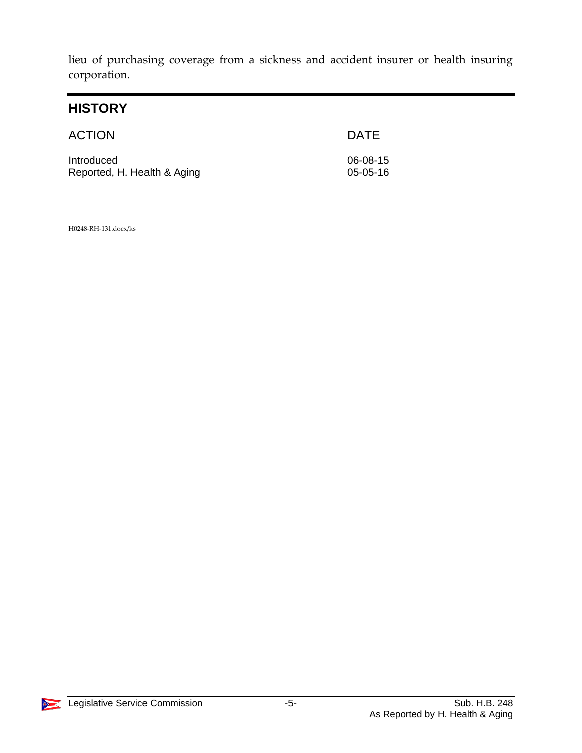lieu of purchasing coverage from a sickness and accident insurer or health insuring corporation.

## HISTORY

| ACTION | DATE |
| --- | --- |
| Introduced | 06-08-15 |
| Reported, H. Health & Aging | 05-05-16 |

H0248-RH-131.docx/ks